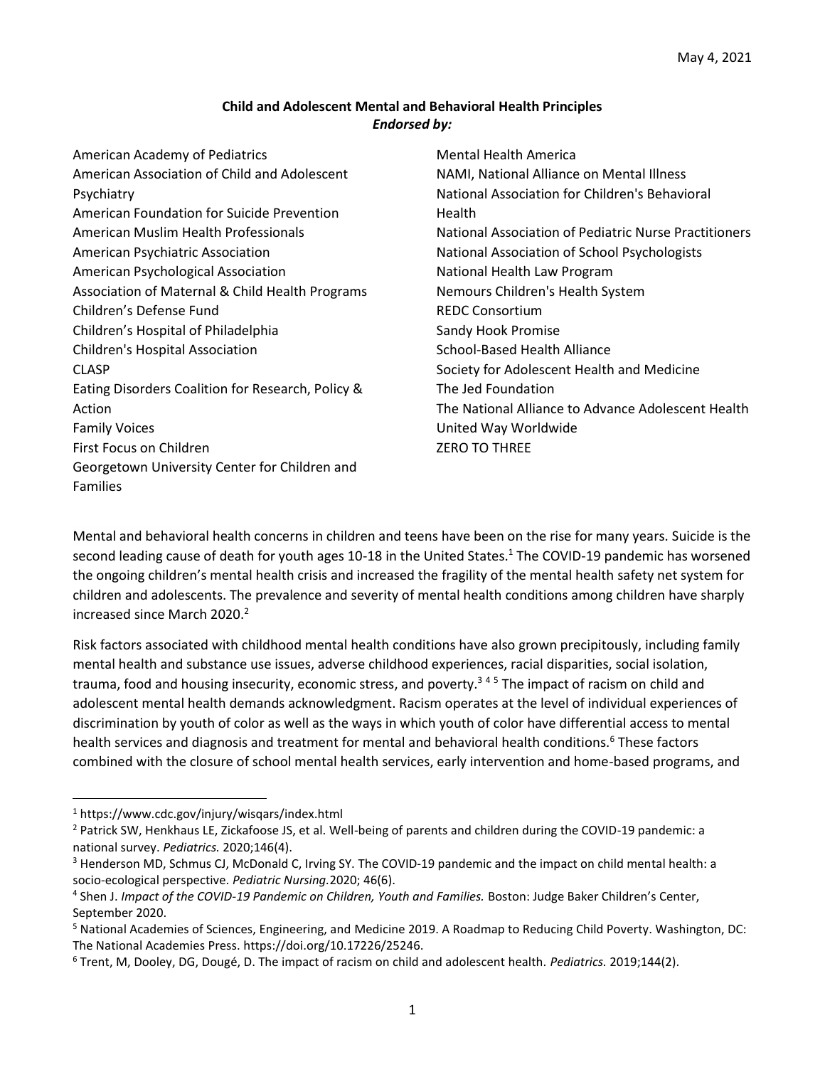May 4, 2021

**Child and Adolescent Mental and Behavioral Health Principles**
***Endorsed by:***

- American Academy of Pediatrics
- American Association of Child and Adolescent Psychiatry
- American Foundation for Suicide Prevention
- American Muslim Health Professionals
- American Psychiatric Association
- American Psychological Association
- Association of Maternal & Child Health Programs
- Children's Defense Fund
- Children's Hospital of Philadelphia
- Children's Hospital Association
- CLASP
- Eating Disorders Coalition for Research, Policy & Action
- Family Voices
- First Focus on Children
- Georgetown University Center for Children and Families
- Mental Health America
- NAMI, National Alliance on Mental Illness
- National Association for Children's Behavioral Health
- National Association of Pediatric Nurse Practitioners
- National Association of School Psychologists
- National Health Law Program
- Nemours Children's Health System
- REDC Consortium
- Sandy Hook Promise
- School-Based Health Alliance
- Society for Adolescent Health and Medicine
- The Jed Foundation
- The National Alliance to Advance Adolescent Health
- United Way Worldwide
- ZERO TO THREE

Mental and behavioral health concerns in children and teens have been on the rise for many years. Suicide is the second leading cause of death for youth ages 10-18 in the United States.[1] The COVID-19 pandemic has worsened the ongoing children's mental health crisis and increased the fragility of the mental health safety net system for children and adolescents. The prevalence and severity of mental health conditions among children have sharply increased since March 2020.[2]

Risk factors associated with childhood mental health conditions have also grown precipitously, including family mental health and substance use issues, adverse childhood experiences, racial disparities, social isolation, trauma, food and housing insecurity, economic stress, and poverty.[3] [4] [5] The impact of racism on child and adolescent mental health demands acknowledgment. Racism operates at the level of individual experiences of discrimination by youth of color as well as the ways in which youth of color have differential access to mental health services and diagnosis and treatment for mental and behavioral health conditions.[6] These factors combined with the closure of school mental health services, early intervention and home-based programs, and

[1] https://www.cdc.gov/injury/wisqars/index.html

[2] Patrick SW, Henkhaus LE, Zickafoose JS, et al. Well-being of parents and children during the COVID-19 pandemic: a national survey. *Pediatrics.* 2020;146(4).

[3] Henderson MD, Schmus CJ, McDonald C, Irving SY. The COVID-19 pandemic and the impact on child mental health: a socio-ecological perspective. *Pediatric Nursing*.2020; 46(6).

[4] Shen J. *Impact of the COVID-19 Pandemic on Children, Youth and Families.* Boston: Judge Baker Children's Center, September 2020.

[5] National Academies of Sciences, Engineering, and Medicine 2019. A Roadmap to Reducing Child Poverty. Washington, DC: The National Academies Press. https://doi.org/10.17226/25246.

[6] Trent, M, Dooley, DG, Dougé, D. The impact of racism on child and adolescent health. *Pediatrics.* 2019;144(2).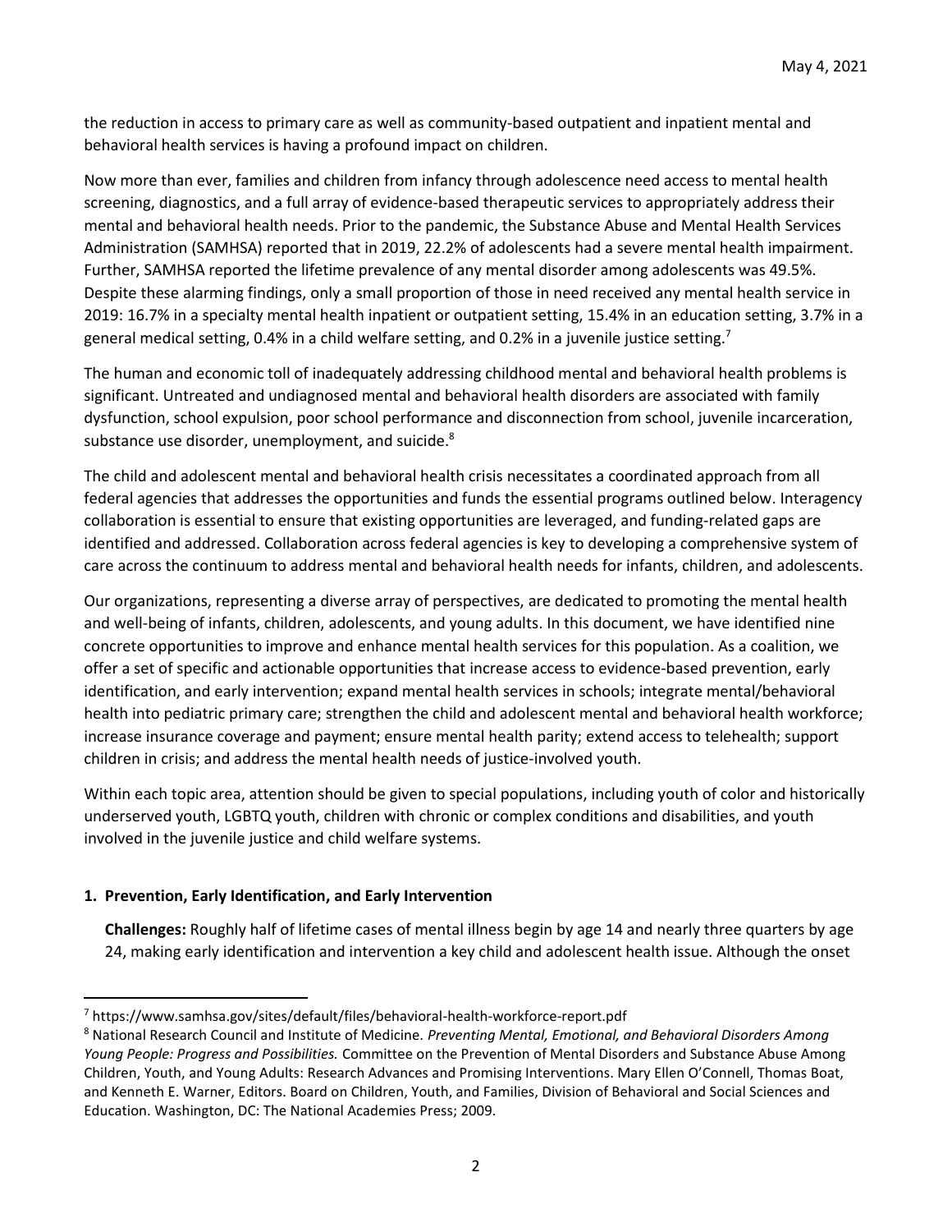the reduction in access to primary care as well as community-based outpatient and inpatient mental and behavioral health services is having a profound impact on children.

Now more than ever, families and children from infancy through adolescence need access to mental health screening, diagnostics, and a full array of evidence-based therapeutic services to appropriately address their mental and behavioral health needs. Prior to the pandemic, the Substance Abuse and Mental Health Services Administration (SAMHSA) reported that in 2019, 22.2% of adolescents had a severe mental health impairment. Further, SAMHSA reported the lifetime prevalence of any mental disorder among adolescents was 49.5%. Despite these alarming findings, only a small proportion of those in need received any mental health service in 2019: 16.7% in a specialty mental health inpatient or outpatient setting, 15.4% in an education setting, 3.7% in a general medical setting, 0.4% in a child welfare setting, and 0.2% in a juvenile justice setting.[7]

The human and economic toll of inadequately addressing childhood mental and behavioral health problems is significant. Untreated and undiagnosed mental and behavioral health disorders are associated with family dysfunction, school expulsion, poor school performance and disconnection from school, juvenile incarceration, substance use disorder, unemployment, and suicide.[8]

The child and adolescent mental and behavioral health crisis necessitates a coordinated approach from all federal agencies that addresses the opportunities and funds the essential programs outlined below. Interagency collaboration is essential to ensure that existing opportunities are leveraged, and funding-related gaps are identified and addressed. Collaboration across federal agencies is key to developing a comprehensive system of care across the continuum to address mental and behavioral health needs for infants, children, and adolescents.

Our organizations, representing a diverse array of perspectives, are dedicated to promoting the mental health and well-being of infants, children, adolescents, and young adults. In this document, we have identified nine concrete opportunities to improve and enhance mental health services for this population. As a coalition, we offer a set of specific and actionable opportunities that increase access to evidence-based prevention, early identification, and early intervention; expand mental health services in schools; integrate mental/behavioral health into pediatric primary care; strengthen the child and adolescent mental and behavioral health workforce; increase insurance coverage and payment; ensure mental health parity; extend access to telehealth; support children in crisis; and address the mental health needs of justice-involved youth.

Within each topic area, attention should be given to special populations, including youth of color and historically underserved youth, LGBTQ youth, children with chronic or complex conditions and disabilities, and youth involved in the juvenile justice and child welfare systems.

## 1. Prevention, Early Identification, and Early Intervention

**Challenges:** Roughly half of lifetime cases of mental illness begin by age 14 and nearly three quarters by age 24, making early identification and intervention a key child and adolescent health issue. Although the onset

---

[7] https://www.samhsa.gov/sites/default/files/behavioral-health-workforce-report.pdf

[8] National Research Council and Institute of Medicine. *Preventing Mental, Emotional, and Behavioral Disorders Among Young People: Progress and Possibilities.* Committee on the Prevention of Mental Disorders and Substance Abuse Among Children, Youth, and Young Adults: Research Advances and Promising Interventions. Mary Ellen O'Connell, Thomas Boat, and Kenneth E. Warner, Editors. Board on Children, Youth, and Families, Division of Behavioral and Social Sciences and Education. Washington, DC: The National Academies Press; 2009.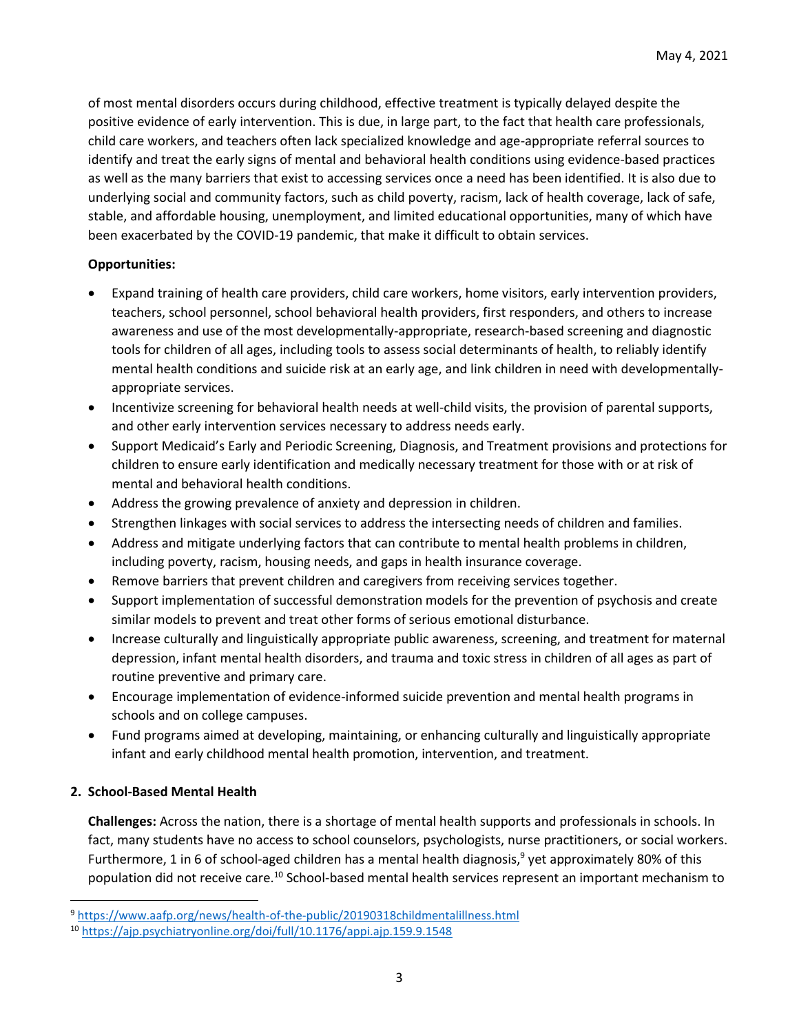of most mental disorders occurs during childhood, effective treatment is typically delayed despite the positive evidence of early intervention. This is due, in large part, to the fact that health care professionals, child care workers, and teachers often lack specialized knowledge and age-appropriate referral sources to identify and treat the early signs of mental and behavioral health conditions using evidence-based practices as well as the many barriers that exist to accessing services once a need has been identified. It is also due to underlying social and community factors, such as child poverty, racism, lack of health coverage, lack of safe, stable, and affordable housing, unemployment, and limited educational opportunities, many of which have been exacerbated by the COVID-19 pandemic, that make it difficult to obtain services.

**Opportunities:**

- Expand training of health care providers, child care workers, home visitors, early intervention providers, teachers, school personnel, school behavioral health providers, first responders, and others to increase awareness and use of the most developmentally-appropriate, research-based screening and diagnostic tools for children of all ages, including tools to assess social determinants of health, to reliably identify mental health conditions and suicide risk at an early age, and link children in need with developmentally-appropriate services.
- Incentivize screening for behavioral health needs at well-child visits, the provision of parental supports, and other early intervention services necessary to address needs early.
- Support Medicaid's Early and Periodic Screening, Diagnosis, and Treatment provisions and protections for children to ensure early identification and medically necessary treatment for those with or at risk of mental and behavioral health conditions.
- Address the growing prevalence of anxiety and depression in children.
- Strengthen linkages with social services to address the intersecting needs of children and families.
- Address and mitigate underlying factors that can contribute to mental health problems in children, including poverty, racism, housing needs, and gaps in health insurance coverage.
- Remove barriers that prevent children and caregivers from receiving services together.
- Support implementation of successful demonstration models for the prevention of psychosis and create similar models to prevent and treat other forms of serious emotional disturbance.
- Increase culturally and linguistically appropriate public awareness, screening, and treatment for maternal depression, infant mental health disorders, and trauma and toxic stress in children of all ages as part of routine preventive and primary care.
- Encourage implementation of evidence-informed suicide prevention and mental health programs in schools and on college campuses.
- Fund programs aimed at developing, maintaining, or enhancing culturally and linguistically appropriate infant and early childhood mental health promotion, intervention, and treatment.

## 2. School-Based Mental Health

**Challenges:** Across the nation, there is a shortage of mental health supports and professionals in schools. In fact, many students have no access to school counselors, psychologists, nurse practitioners, or social workers. Furthermore, 1 in 6 of school-aged children has a mental health diagnosis,[9] yet approximately 80% of this population did not receive care.[10] School-based mental health services represent an important mechanism to

---

[9] https://www.aafp.org/news/health-of-the-public/20190318childmentalillness.html

[10] https://ajp.psychiatryonline.org/doi/full/10.1176/appi.ajp.159.9.1548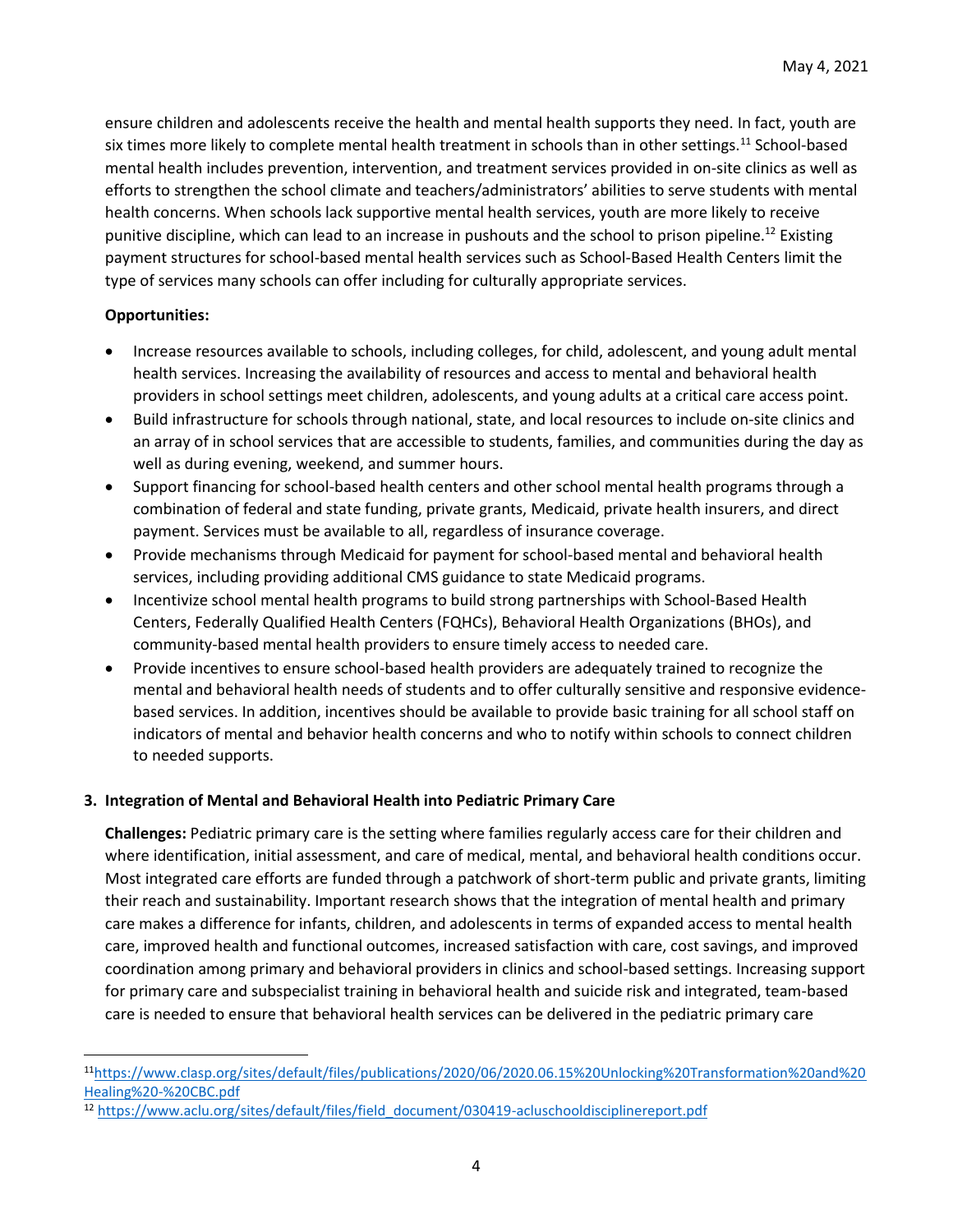ensure children and adolescents receive the health and mental health supports they need. In fact, youth are six times more likely to complete mental health treatment in schools than in other settings.[11] School-based mental health includes prevention, intervention, and treatment services provided in on-site clinics as well as efforts to strengthen the school climate and teachers/administrators' abilities to serve students with mental health concerns. When schools lack supportive mental health services, youth are more likely to receive punitive discipline, which can lead to an increase in pushouts and the school to prison pipeline.[12] Existing payment structures for school-based mental health services such as School-Based Health Centers limit the type of services many schools can offer including for culturally appropriate services.

**Opportunities:**

- Increase resources available to schools, including colleges, for child, adolescent, and young adult mental health services. Increasing the availability of resources and access to mental and behavioral health providers in school settings meet children, adolescents, and young adults at a critical care access point.
- Build infrastructure for schools through national, state, and local resources to include on-site clinics and an array of in school services that are accessible to students, families, and communities during the day as well as during evening, weekend, and summer hours.
- Support financing for school-based health centers and other school mental health programs through a combination of federal and state funding, private grants, Medicaid, private health insurers, and direct payment. Services must be available to all, regardless of insurance coverage.
- Provide mechanisms through Medicaid for payment for school-based mental and behavioral health services, including providing additional CMS guidance to state Medicaid programs.
- Incentivize school mental health programs to build strong partnerships with School-Based Health Centers, Federally Qualified Health Centers (FQHCs), Behavioral Health Organizations (BHOs), and community-based mental health providers to ensure timely access to needed care.
- Provide incentives to ensure school-based health providers are adequately trained to recognize the mental and behavioral health needs of students and to offer culturally sensitive and responsive evidence-based services. In addition, incentives should be available to provide basic training for all school staff on indicators of mental and behavior health concerns and who to notify within schools to connect children to needed supports.

**3. Integration of Mental and Behavioral Health into Pediatric Primary Care**

**Challenges:** Pediatric primary care is the setting where families regularly access care for their children and where identification, initial assessment, and care of medical, mental, and behavioral health conditions occur. Most integrated care efforts are funded through a patchwork of short-term public and private grants, limiting their reach and sustainability. Important research shows that the integration of mental health and primary care makes a difference for infants, children, and adolescents in terms of expanded access to mental health care, improved health and functional outcomes, increased satisfaction with care, cost savings, and improved coordination among primary and behavioral providers in clinics and school-based settings. Increasing support for primary care and subspecialist training in behavioral health and suicide risk and integrated, team-based care is needed to ensure that behavioral health services can be delivered in the pediatric primary care

[11] https://www.clasp.org/sites/default/files/publications/2020/06/2020.06.15%20Unlocking%20Transformation%20and%20Healing%20-%20CBC.pdf

[12] https://www.aclu.org/sites/default/files/field_document/030419-acluschooldisciplinereport.pdf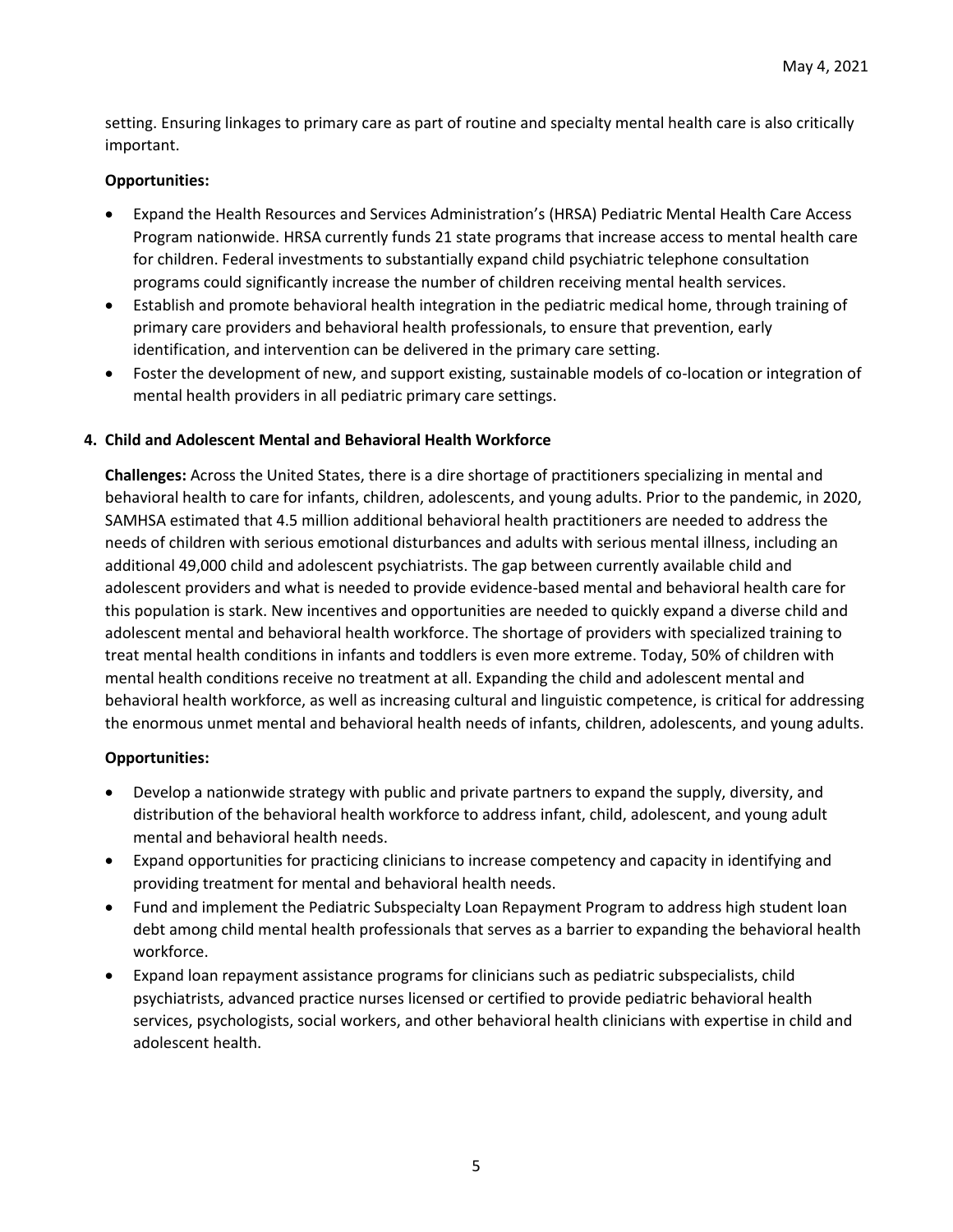setting. Ensuring linkages to primary care as part of routine and specialty mental health care is also critically important.

**Opportunities:**

- Expand the Health Resources and Services Administration's (HRSA) Pediatric Mental Health Care Access Program nationwide. HRSA currently funds 21 state programs that increase access to mental health care for children. Federal investments to substantially expand child psychiatric telephone consultation programs could significantly increase the number of children receiving mental health services.
- Establish and promote behavioral health integration in the pediatric medical home, through training of primary care providers and behavioral health professionals, to ensure that prevention, early identification, and intervention can be delivered in the primary care setting.
- Foster the development of new, and support existing, sustainable models of co-location or integration of mental health providers in all pediatric primary care settings.

**4. Child and Adolescent Mental and Behavioral Health Workforce**

**Challenges:** Across the United States, there is a dire shortage of practitioners specializing in mental and behavioral health to care for infants, children, adolescents, and young adults. Prior to the pandemic, in 2020, SAMHSA estimated that 4.5 million additional behavioral health practitioners are needed to address the needs of children with serious emotional disturbances and adults with serious mental illness, including an additional 49,000 child and adolescent psychiatrists. The gap between currently available child and adolescent providers and what is needed to provide evidence-based mental and behavioral health care for this population is stark. New incentives and opportunities are needed to quickly expand a diverse child and adolescent mental and behavioral health workforce. The shortage of providers with specialized training to treat mental health conditions in infants and toddlers is even more extreme. Today, 50% of children with mental health conditions receive no treatment at all. Expanding the child and adolescent mental and behavioral health workforce, as well as increasing cultural and linguistic competence, is critical for addressing the enormous unmet mental and behavioral health needs of infants, children, adolescents, and young adults.

**Opportunities:**

- Develop a nationwide strategy with public and private partners to expand the supply, diversity, and distribution of the behavioral health workforce to address infant, child, adolescent, and young adult mental and behavioral health needs.
- Expand opportunities for practicing clinicians to increase competency and capacity in identifying and providing treatment for mental and behavioral health needs.
- Fund and implement the Pediatric Subspecialty Loan Repayment Program to address high student loan debt among child mental health professionals that serves as a barrier to expanding the behavioral health workforce.
- Expand loan repayment assistance programs for clinicians such as pediatric subspecialists, child psychiatrists, advanced practice nurses licensed or certified to provide pediatric behavioral health services, psychologists, social workers, and other behavioral health clinicians with expertise in child and adolescent health.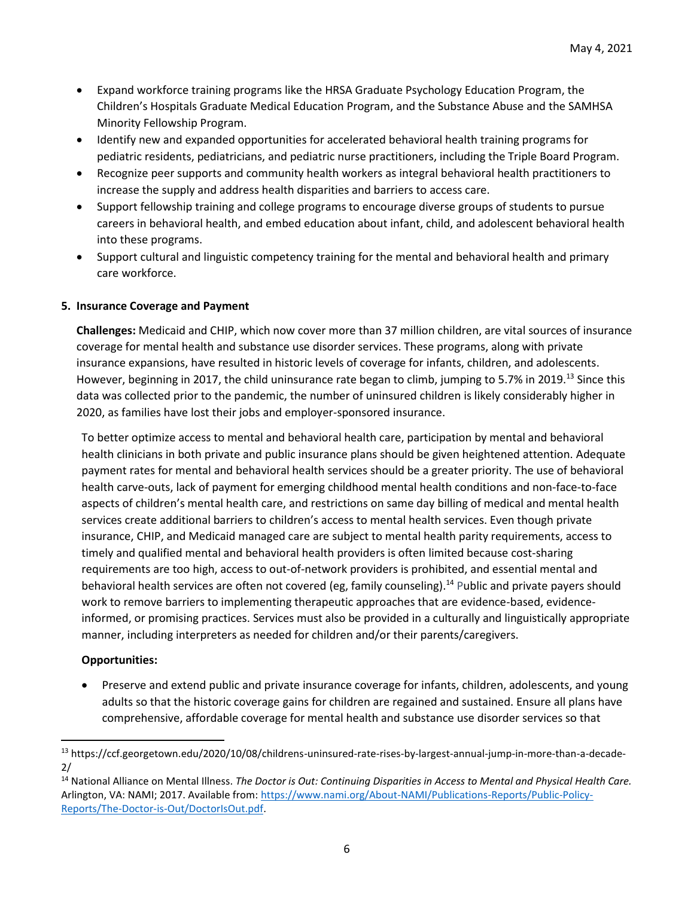- Expand workforce training programs like the HRSA Graduate Psychology Education Program, the Children's Hospitals Graduate Medical Education Program, and the Substance Abuse and the SAMHSA Minority Fellowship Program.
- Identify new and expanded opportunities for accelerated behavioral health training programs for pediatric residents, pediatricians, and pediatric nurse practitioners, including the Triple Board Program.
- Recognize peer supports and community health workers as integral behavioral health practitioners to increase the supply and address health disparities and barriers to access care.
- Support fellowship training and college programs to encourage diverse groups of students to pursue careers in behavioral health, and embed education about infant, child, and adolescent behavioral health into these programs.
- Support cultural and linguistic competency training for the mental and behavioral health and primary care workforce.

**5. Insurance Coverage and Payment**

**Challenges:** Medicaid and CHIP, which now cover more than 37 million children, are vital sources of insurance coverage for mental health and substance use disorder services. These programs, along with private insurance expansions, have resulted in historic levels of coverage for infants, children, and adolescents. However, beginning in 2017, the child uninsurance rate began to climb, jumping to 5.7% in 2019.[13] Since this data was collected prior to the pandemic, the number of uninsured children is likely considerably higher in 2020, as families have lost their jobs and employer-sponsored insurance.

To better optimize access to mental and behavioral health care, participation by mental and behavioral health clinicians in both private and public insurance plans should be given heightened attention. Adequate payment rates for mental and behavioral health services should be a greater priority. The use of behavioral health carve-outs, lack of payment for emerging childhood mental health conditions and non-face-to-face aspects of children's mental health care, and restrictions on same day billing of medical and mental health services create additional barriers to children's access to mental health services. Even though private insurance, CHIP, and Medicaid managed care are subject to mental health parity requirements, access to timely and qualified mental and behavioral health providers is often limited because cost-sharing requirements are too high, access to out-of-network providers is prohibited, and essential mental and behavioral health services are often not covered (eg, family counseling).[14] Public and private payers should work to remove barriers to implementing therapeutic approaches that are evidence-based, evidence-informed, or promising practices. Services must also be provided in a culturally and linguistically appropriate manner, including interpreters as needed for children and/or their parents/caregivers.

**Opportunities:**

- Preserve and extend public and private insurance coverage for infants, children, adolescents, and young adults so that the historic coverage gains for children are regained and sustained. Ensure all plans have comprehensive, affordable coverage for mental health and substance use disorder services so that

---

[13] https://ccf.georgetown.edu/2020/10/08/childrens-uninsured-rate-rises-by-largest-annual-jump-in-more-than-a-decade-2/

[14] National Alliance on Mental Illness. *The Doctor is Out: Continuing Disparities in Access to Mental and Physical Health Care.* Arlington, VA: NAMI; 2017. Available from: https://www.nami.org/About-NAMI/Publications-Reports/Public-Policy-Reports/The-Doctor-is-Out/DoctorIsOut.pdf.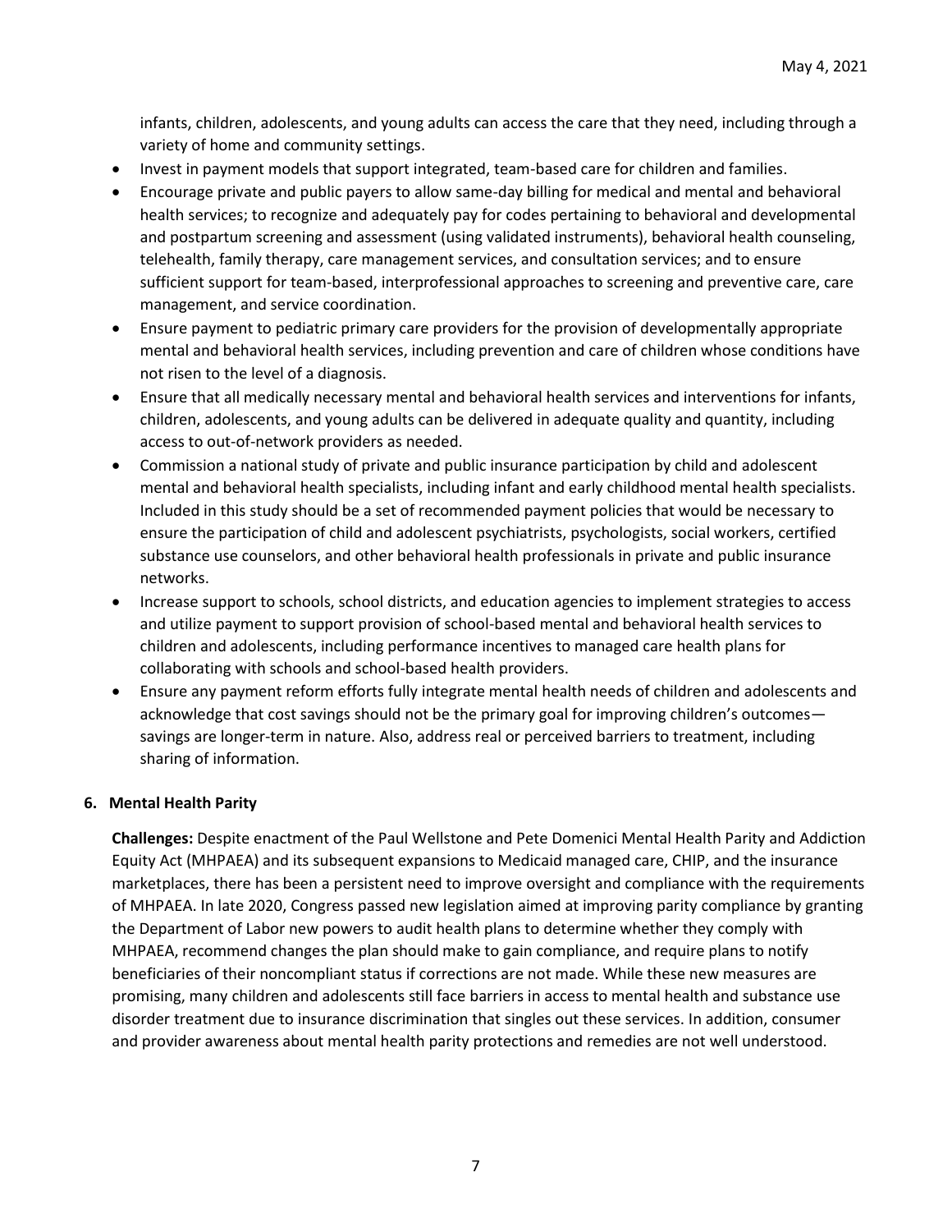infants, children, adolescents, and young adults can access the care that they need, including through a variety of home and community settings.

- Invest in payment models that support integrated, team-based care for children and families.
- Encourage private and public payers to allow same-day billing for medical and mental and behavioral health services; to recognize and adequately pay for codes pertaining to behavioral and developmental and postpartum screening and assessment (using validated instruments), behavioral health counseling, telehealth, family therapy, care management services, and consultation services; and to ensure sufficient support for team-based, interprofessional approaches to screening and preventive care, care management, and service coordination.
- Ensure payment to pediatric primary care providers for the provision of developmentally appropriate mental and behavioral health services, including prevention and care of children whose conditions have not risen to the level of a diagnosis.
- Ensure that all medically necessary mental and behavioral health services and interventions for infants, children, adolescents, and young adults can be delivered in adequate quality and quantity, including access to out-of-network providers as needed.
- Commission a national study of private and public insurance participation by child and adolescent mental and behavioral health specialists, including infant and early childhood mental health specialists. Included in this study should be a set of recommended payment policies that would be necessary to ensure the participation of child and adolescent psychiatrists, psychologists, social workers, certified substance use counselors, and other behavioral health professionals in private and public insurance networks.
- Increase support to schools, school districts, and education agencies to implement strategies to access and utilize payment to support provision of school-based mental and behavioral health services to children and adolescents, including performance incentives to managed care health plans for collaborating with schools and school-based health providers.
- Ensure any payment reform efforts fully integrate mental health needs of children and adolescents and acknowledge that cost savings should not be the primary goal for improving children's outcomes—savings are longer-term in nature. Also, address real or perceived barriers to treatment, including sharing of information.

## 6. Mental Health Parity

**Challenges:** Despite enactment of the Paul Wellstone and Pete Domenici Mental Health Parity and Addiction Equity Act (MHPAEA) and its subsequent expansions to Medicaid managed care, CHIP, and the insurance marketplaces, there has been a persistent need to improve oversight and compliance with the requirements of MHPAEA. In late 2020, Congress passed new legislation aimed at improving parity compliance by granting the Department of Labor new powers to audit health plans to determine whether they comply with MHPAEA, recommend changes the plan should make to gain compliance, and require plans to notify beneficiaries of their noncompliant status if corrections are not made. While these new measures are promising, many children and adolescents still face barriers in access to mental health and substance use disorder treatment due to insurance discrimination that singles out these services. In addition, consumer and provider awareness about mental health parity protections and remedies are not well understood.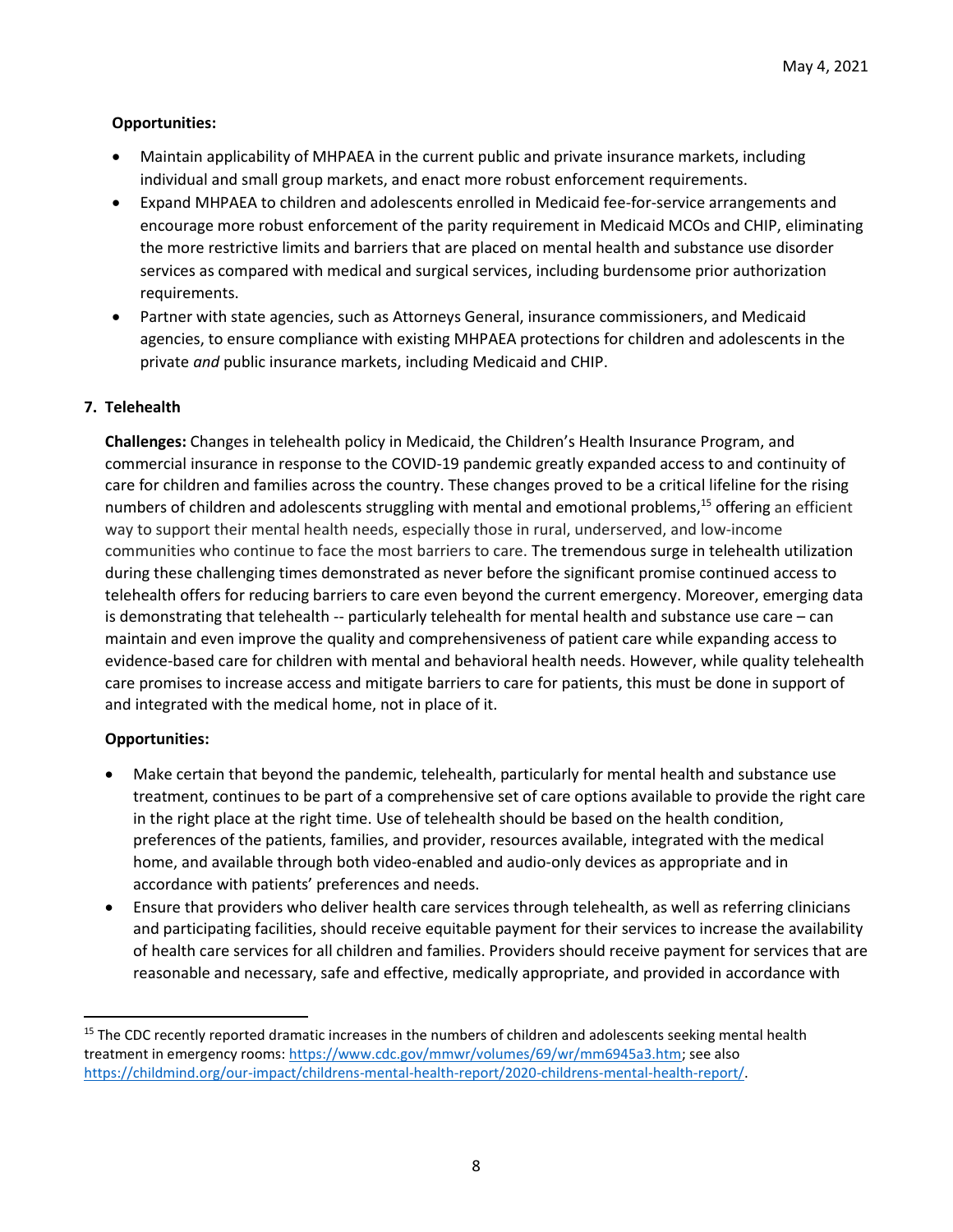**Opportunities:**

- Maintain applicability of MHPAEA in the current public and private insurance markets, including individual and small group markets, and enact more robust enforcement requirements.
- Expand MHPAEA to children and adolescents enrolled in Medicaid fee-for-service arrangements and encourage more robust enforcement of the parity requirement in Medicaid MCOs and CHIP, eliminating the more restrictive limits and barriers that are placed on mental health and substance use disorder services as compared with medical and surgical services, including burdensome prior authorization requirements.
- Partner with state agencies, such as Attorneys General, insurance commissioners, and Medicaid agencies, to ensure compliance with existing MHPAEA protections for children and adolescents in the private *and* public insurance markets, including Medicaid and CHIP.

## 7. Telehealth

**Challenges:** Changes in telehealth policy in Medicaid, the Children's Health Insurance Program, and commercial insurance in response to the COVID-19 pandemic greatly expanded access to and continuity of care for children and families across the country. These changes proved to be a critical lifeline for the rising numbers of children and adolescents struggling with mental and emotional problems,[15] offering an efficient way to support their mental health needs, especially those in rural, underserved, and low-income communities who continue to face the most barriers to care. The tremendous surge in telehealth utilization during these challenging times demonstrated as never before the significant promise continued access to telehealth offers for reducing barriers to care even beyond the current emergency. Moreover, emerging data is demonstrating that telehealth -- particularly telehealth for mental health and substance use care – can maintain and even improve the quality and comprehensiveness of patient care while expanding access to evidence-based care for children with mental and behavioral health needs. However, while quality telehealth care promises to increase access and mitigate barriers to care for patients, this must be done in support of and integrated with the medical home, not in place of it.

**Opportunities:**

- Make certain that beyond the pandemic, telehealth, particularly for mental health and substance use treatment, continues to be part of a comprehensive set of care options available to provide the right care in the right place at the right time. Use of telehealth should be based on the health condition, preferences of the patients, families, and provider, resources available, integrated with the medical home, and available through both video-enabled and audio-only devices as appropriate and in accordance with patients' preferences and needs.
- Ensure that providers who deliver health care services through telehealth, as well as referring clinicians and participating facilities, should receive equitable payment for their services to increase the availability of health care services for all children and families. Providers should receive payment for services that are reasonable and necessary, safe and effective, medically appropriate, and provided in accordance with

[15] The CDC recently reported dramatic increases in the numbers of children and adolescents seeking mental health treatment in emergency rooms: https://www.cdc.gov/mmwr/volumes/69/wr/mm6945a3.htm; see also https://childmind.org/our-impact/childrens-mental-health-report/2020-childrens-mental-health-report/.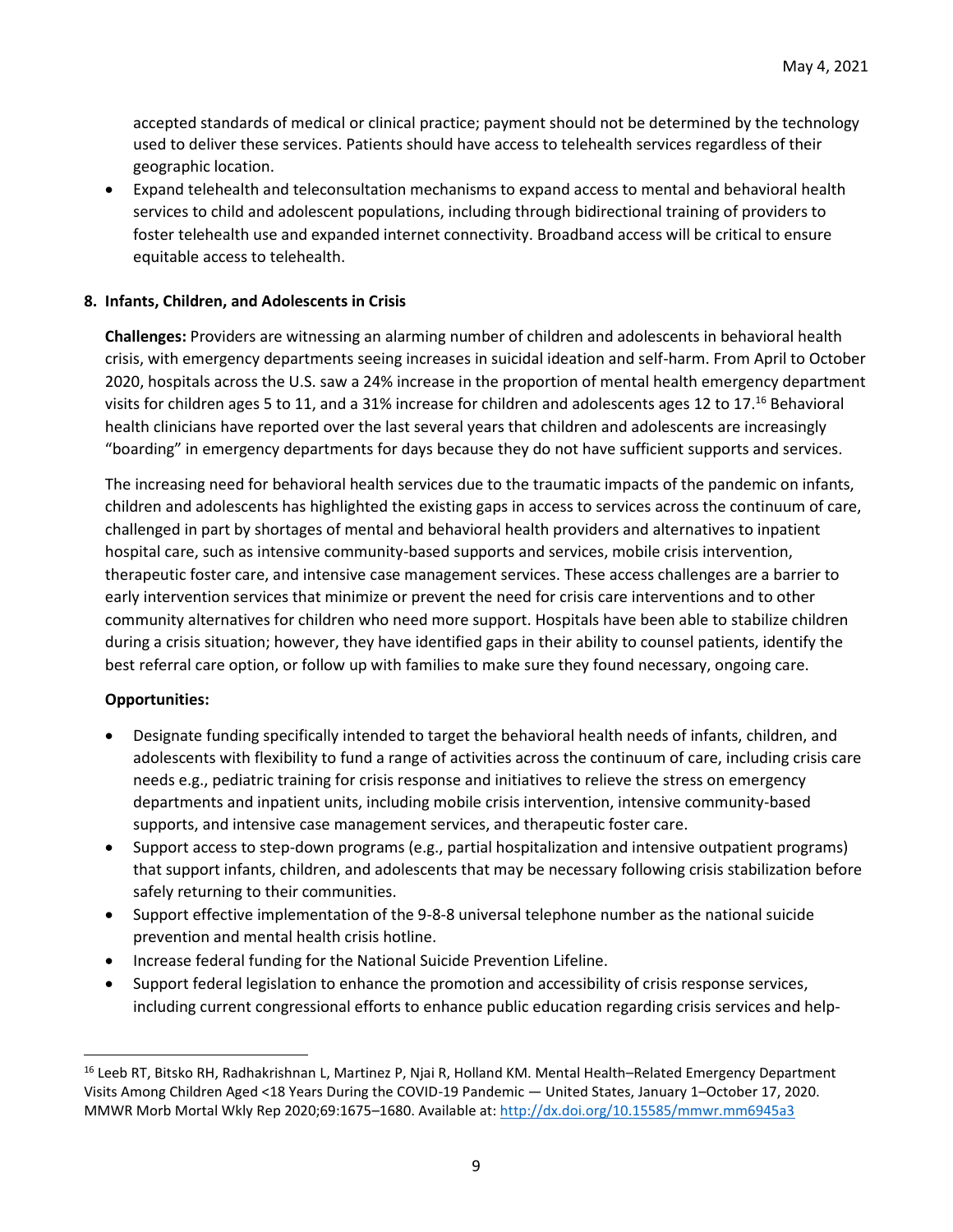accepted standards of medical or clinical practice; payment should not be determined by the technology used to deliver these services. Patients should have access to telehealth services regardless of their geographic location.

- Expand telehealth and teleconsultation mechanisms to expand access to mental and behavioral health services to child and adolescent populations, including through bidirectional training of providers to foster telehealth use and expanded internet connectivity. Broadband access will be critical to ensure equitable access to telehealth.

**8. Infants, Children, and Adolescents in Crisis**

**Challenges:** Providers are witnessing an alarming number of children and adolescents in behavioral health crisis, with emergency departments seeing increases in suicidal ideation and self-harm. From April to October 2020, hospitals across the U.S. saw a 24% increase in the proportion of mental health emergency department visits for children ages 5 to 11, and a 31% increase for children and adolescents ages 12 to 17.[16] Behavioral health clinicians have reported over the last several years that children and adolescents are increasingly "boarding" in emergency departments for days because they do not have sufficient supports and services.

The increasing need for behavioral health services due to the traumatic impacts of the pandemic on infants, children and adolescents has highlighted the existing gaps in access to services across the continuum of care, challenged in part by shortages of mental and behavioral health providers and alternatives to inpatient hospital care, such as intensive community-based supports and services, mobile crisis intervention, therapeutic foster care, and intensive case management services. These access challenges are a barrier to early intervention services that minimize or prevent the need for crisis care interventions and to other community alternatives for children who need more support. Hospitals have been able to stabilize children during a crisis situation; however, they have identified gaps in their ability to counsel patients, identify the best referral care option, or follow up with families to make sure they found necessary, ongoing care.

**Opportunities:**

- Designate funding specifically intended to target the behavioral health needs of infants, children, and adolescents with flexibility to fund a range of activities across the continuum of care, including crisis care needs e.g., pediatric training for crisis response and initiatives to relieve the stress on emergency departments and inpatient units, including mobile crisis intervention, intensive community-based supports, and intensive case management services, and therapeutic foster care.
- Support access to step-down programs (e.g., partial hospitalization and intensive outpatient programs) that support infants, children, and adolescents that may be necessary following crisis stabilization before safely returning to their communities.
- Support effective implementation of the 9-8-8 universal telephone number as the national suicide prevention and mental health crisis hotline.
- Increase federal funding for the National Suicide Prevention Lifeline.
- Support federal legislation to enhance the promotion and accessibility of crisis response services, including current congressional efforts to enhance public education regarding crisis services and help-

---

[16] Leeb RT, Bitsko RH, Radhakrishnan L, Martinez P, Njai R, Holland KM. Mental Health–Related Emergency Department Visits Among Children Aged <18 Years During the COVID-19 Pandemic — United States, January 1–October 17, 2020. MMWR Morb Mortal Wkly Rep 2020;69:1675–1680. Available at: http://dx.doi.org/10.15585/mmwr.mm6945a3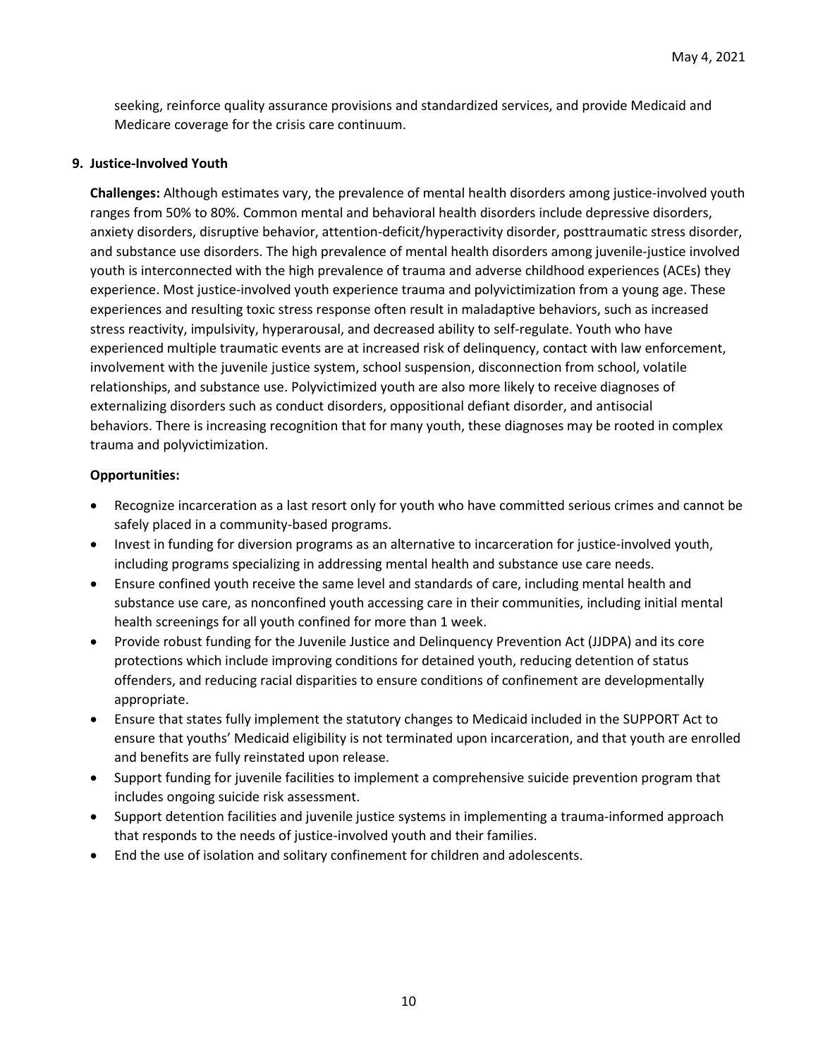seeking, reinforce quality assurance provisions and standardized services, and provide Medicaid and Medicare coverage for the crisis care continuum.

**9. Justice-Involved Youth**

**Challenges:** Although estimates vary, the prevalence of mental health disorders among justice-involved youth ranges from 50% to 80%. Common mental and behavioral health disorders include depressive disorders, anxiety disorders, disruptive behavior, attention-deficit/hyperactivity disorder, posttraumatic stress disorder, and substance use disorders. The high prevalence of mental health disorders among juvenile-justice involved youth is interconnected with the high prevalence of trauma and adverse childhood experiences (ACEs) they experience. Most justice-involved youth experience trauma and polyvictimization from a young age. These experiences and resulting toxic stress response often result in maladaptive behaviors, such as increased stress reactivity, impulsivity, hyperarousal, and decreased ability to self-regulate. Youth who have experienced multiple traumatic events are at increased risk of delinquency, contact with law enforcement, involvement with the juvenile justice system, school suspension, disconnection from school, volatile relationships, and substance use. Polyvictimized youth are also more likely to receive diagnoses of externalizing disorders such as conduct disorders, oppositional defiant disorder, and antisocial behaviors. There is increasing recognition that for many youth, these diagnoses may be rooted in complex trauma and polyvictimization.

**Opportunities:**

- Recognize incarceration as a last resort only for youth who have committed serious crimes and cannot be safely placed in a community-based programs.
- Invest in funding for diversion programs as an alternative to incarceration for justice-involved youth, including programs specializing in addressing mental health and substance use care needs.
- Ensure confined youth receive the same level and standards of care, including mental health and substance use care, as nonconfined youth accessing care in their communities, including initial mental health screenings for all youth confined for more than 1 week.
- Provide robust funding for the Juvenile Justice and Delinquency Prevention Act (JJDPA) and its core protections which include improving conditions for detained youth, reducing detention of status offenders, and reducing racial disparities to ensure conditions of confinement are developmentally appropriate.
- Ensure that states fully implement the statutory changes to Medicaid included in the SUPPORT Act to ensure that youths' Medicaid eligibility is not terminated upon incarceration, and that youth are enrolled and benefits are fully reinstated upon release.
- Support funding for juvenile facilities to implement a comprehensive suicide prevention program that includes ongoing suicide risk assessment.
- Support detention facilities and juvenile justice systems in implementing a trauma-informed approach that responds to the needs of justice-involved youth and their families.
- End the use of isolation and solitary confinement for children and adolescents.